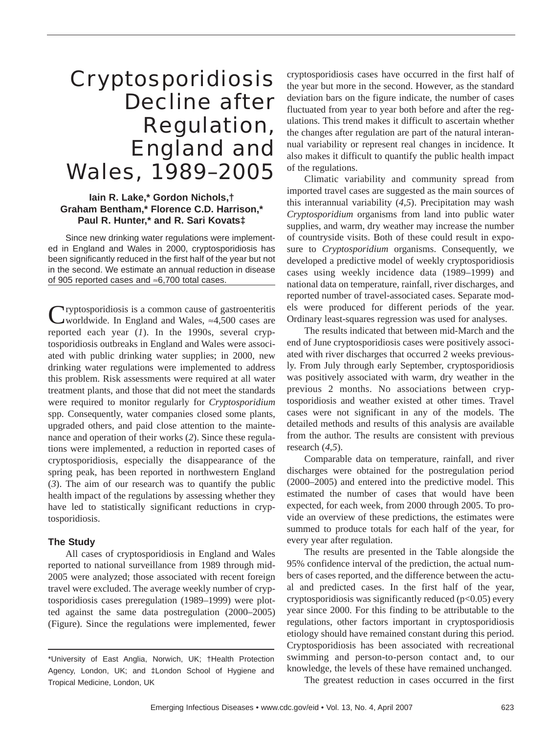# Cryptosporidiosis Decline after Regulation, England and Wales, 1989–2005

**Iain R. Lake,\* Gordon Nichols,† Graham Bentham,\* Florence C.D. Harrison,\* Paul R. Hunter,\* and R. Sari Kovats‡**

Since new drinking water regulations were implemented in England and Wales in 2000, cryptosporidiosis has been significantly reduced in the first half of the year but not in the second. We estimate an annual reduction in disease of 905 reported cases and ≈6,700 total cases.

Cryptosporidiosis is a common cause of gastroenteritis worldwide. In England and Wales, ≈4,500 cases are reported each year (*1*). In the 1990s, several cryptosporidiosis outbreaks in England and Wales were associated with public drinking water supplies; in 2000, new drinking water regulations were implemented to address this problem. Risk assessments were required at all water treatment plants, and those that did not meet the standards were required to monitor regularly for *Cryptosporidium* spp. Consequently, water companies closed some plants, upgraded others, and paid close attention to the maintenance and operation of their works (*2*). Since these regulations were implemented, a reduction in reported cases of cryptosporidiosis, especially the disappearance of the spring peak, has been reported in northwestern England (*3*). The aim of our research was to quantify the public health impact of the regulations by assessing whether they have led to statistically significant reductions in cryptosporidiosis.

## The Study

All cases of cryptosporidiosis in England and Wales reported to national surveillance from 1989 through mid-2005 were analyzed; those associated with recent foreign travel were excluded. The average weekly number of cryptosporidiosis cases preregulation (1989–1999) were plotted against the same data postregulation (2000–2005) (Figure). Since the regulations were implemented, fewer cryptosporidiosis cases have occurred in the first half of the year but more in the second. However, as the standard deviation bars on the figure indicate, the number of cases fluctuated from year to year both before and after the regulations. This trend makes it difficult to ascertain whether the changes after regulation are part of the natural interannual variability or represent real changes in incidence. It also makes it difficult to quantify the public health impact of the regulations.

Climatic variability and community spread from imported travel cases are suggested as the main sources of this interannual variability (*4*,*5*). Precipitation may wash *Cryptosporidium* organisms from land into public water supplies, and warm, dry weather may increase the number of countryside visits. Both of these could result in exposure to *Cryptosporidium* organisms. Consequently, we developed a predictive model of weekly cryptosporidiosis cases using weekly incidence data (1989–1999) and national data on temperature, rainfall, river discharges, and reported number of travel-associated cases. Separate models were produced for different periods of the year. Ordinary least-squares regression was used for analyses.

The results indicated that between mid-March and the end of June cryptosporidiosis cases were positively associated with river discharges that occurred 2 weeks previously. From July through early September, cryptosporidiosis was positively associated with warm, dry weather in the previous 2 months. No associations between cryptosporidiosis and weather existed at other times. Travel cases were not significant in any of the models. The detailed methods and results of this analysis are available from the author. The results are consistent with previous research (*4*,*5*).

Comparable data on temperature, rainfall, and river discharges were obtained for the postregulation period (2000–2005) and entered into the predictive model. This estimated the number of cases that would have been expected, for each week, from 2000 through 2005. To provide an overview of these predictions, the estimates were summed to produce totals for each half of the year, for every year after regulation.

The results are presented in the Table alongside the 95% confidence interval of the prediction, the actual numbers of cases reported, and the difference between the actual and predicted cases. In the first half of the year, cryptosporidiosis was significantly reduced ($p<0.05$) every year since 2000. For this finding to be attributable to the regulations, other factors important in cryptosporidiosis etiology should have remained constant during this period. Cryptosporidiosis has been associated with recreational swimming and person-to-person contact and, to our knowledge, the levels of these have remained unchanged.

The greatest reduction in cases occurred in the first

\*University of East Anglia, Norwich, UK; †Health Protection Agency, London, UK; and ‡London School of Hygiene and Tropical Medicine, London, UK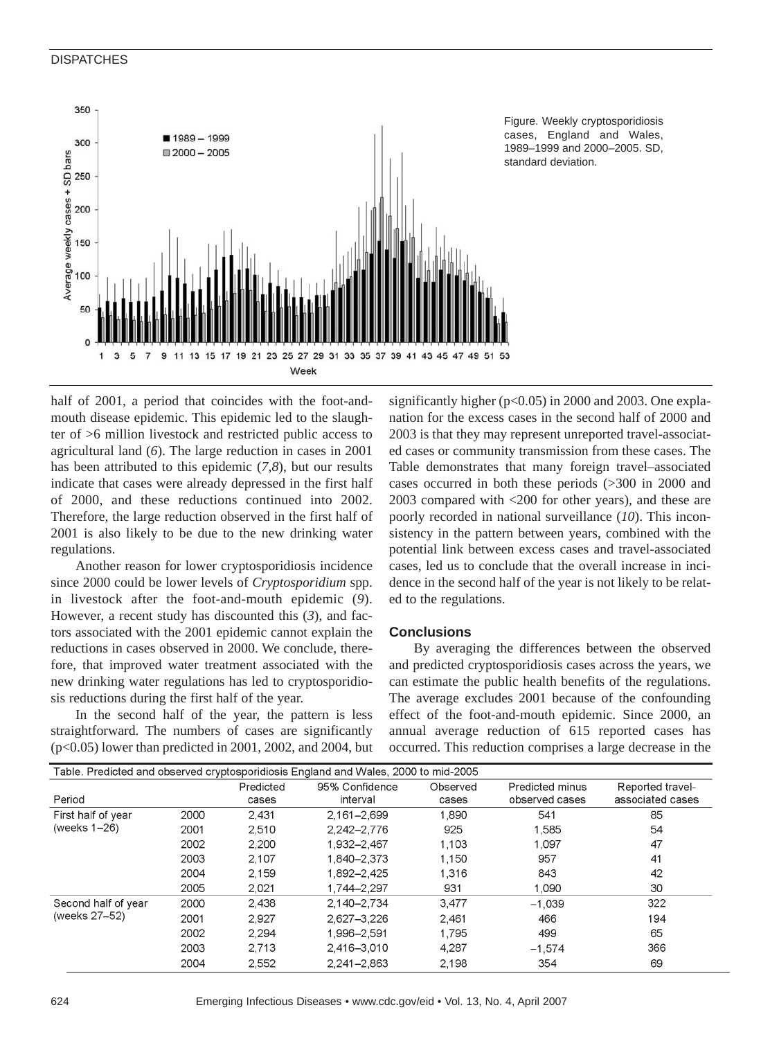Figure. Weekly cryptosporidiosis cases, England and Wales, 1989–1999 and 2000–2005. SD, standard deviation.

half of 2001, a period that coincides with the foot-and-mouth disease epidemic. This epidemic led to the slaughter of >6 million livestock and restricted public access to agricultural land (*6*). The large reduction in cases in 2001 has been attributed to this epidemic (*7*,*8*), but our results indicate that cases were already depressed in the first half of 2000, and these reductions continued into 2002. Therefore, the large reduction observed in the first half of 2001 is also likely to be due to the new drinking water regulations.

Another reason for lower cryptosporidiosis incidence since 2000 could be lower levels of *Cryptosporidium* spp. in livestock after the foot-and-mouth epidemic (*9*). However, a recent study has discounted this (*3*), and factors associated with the 2001 epidemic cannot explain the reductions in cases observed in 2000. We conclude, therefore, that improved water treatment associated with the new drinking water regulations has led to cryptosporidiosis reductions during the first half of the year.

In the second half of the year, the pattern is less straightforward. The numbers of cases are significantly ($p<0.05$) lower than predicted in 2001, 2002, and 2004, but significantly higher ($p<0.05$) in 2000 and 2003. One explanation for the excess cases in the second half of 2000 and 2003 is that they may represent unreported travel-associated cases or community transmission from these cases. The Table demonstrates that many foreign travel–associated cases occurred in both these periods (>300 in 2000 and 2003 compared with <200 for other years), and these are poorly recorded in national surveillance (*10*). This inconsistency in the pattern between years, combined with the potential link between excess cases and travel-associated cases, led us to conclude that the overall increase in incidence in the second half of the year is not likely to be related to the regulations.

## Conclusions

By averaging the differences between the observed and predicted cryptosporidiosis cases across the years, we can estimate the public health benefits of the regulations. The average excludes 2001 because of the confounding effect of the foot-and-mouth epidemic. Since 2000, an annual average reduction of 615 reported cases has occurred. This reduction comprises a large decrease in the

Table. Predicted and observed cryptosporidiosis England and Wales, 2000 to mid-2005

| Period | | Predicted cases | 95% Confidence interval | Observed cases | Predicted minus observed cases | Reported travel-associated cases |
|---|---|---|---|---|---|---|
| First half of year (weeks 1–26) | 2000 | 2,431 | 2,161–2,699 | 1,890 | 541 | 85 |
| | 2001 | 2,510 | 2,242–2,776 | 925 | 1,585 | 54 |
| | 2002 | 2,200 | 1,932–2,467 | 1,103 | 1,097 | 47 |
| | 2003 | 2,107 | 1,840–2,373 | 1,150 | 957 | 41 |
| | 2004 | 2,159 | 1,892–2,425 | 1,316 | 843 | 42 |
| | 2005 | 2,021 | 1,744–2,297 | 931 | 1,090 | 30 |
| Second half of year (weeks 27–52) | 2000 | 2,438 | 2,140–2,734 | 3,477 | –1,039 | 322 |
| | 2001 | 2,927 | 2,627–3,226 | 2,461 | 466 | 194 |
| | 2002 | 2,294 | 1,996–2,591 | 1,795 | 499 | 65 |
| | 2003 | 2,713 | 2,416–3,010 | 4,287 | –1,574 | 366 |
| | 2004 | 2,552 | 2,241–2,863 | 2,198 | 354 | 69 |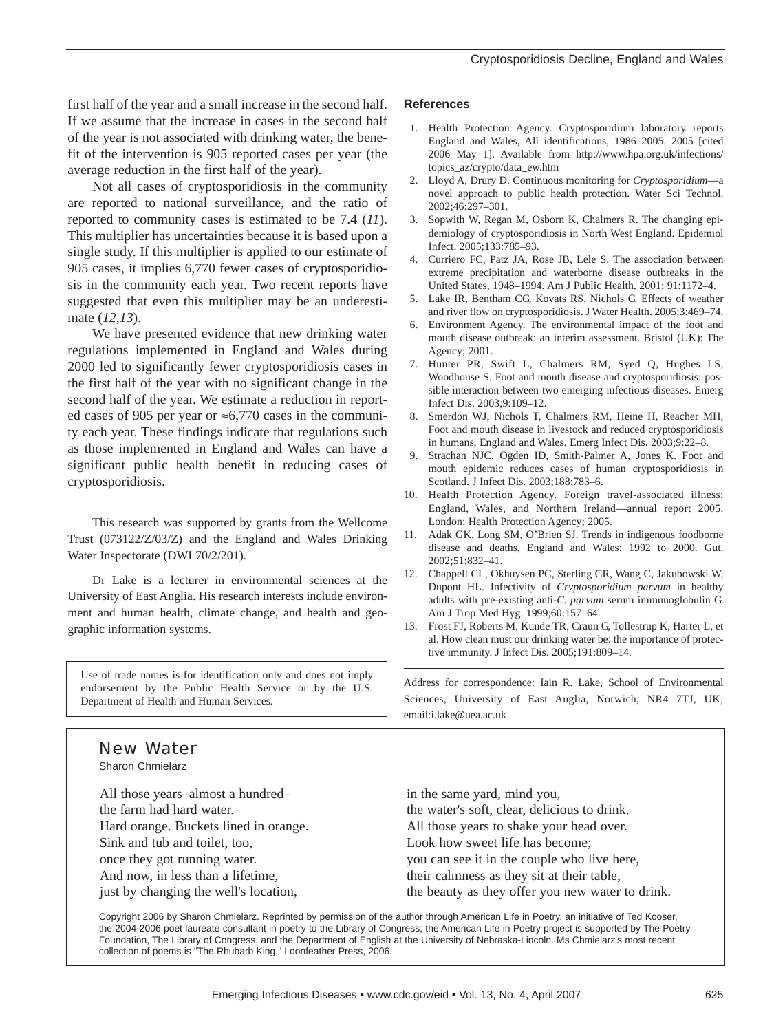first half of the year and a small increase in the second half. If we assume that the increase in cases in the second half of the year is not associated with drinking water, the benefit of the intervention is 905 reported cases per year (the average reduction in the first half of the year).

Not all cases of cryptosporidiosis in the community are reported to national surveillance, and the ratio of reported to community cases is estimated to be 7.4 (*11*). This multiplier has uncertainties because it is based upon a single study. If this multiplier is applied to our estimate of 905 cases, it implies 6,770 fewer cases of cryptosporidiosis in the community each year. Two recent reports have suggested that even this multiplier may be an underestimate (*12*,*13*).

We have presented evidence that new drinking water regulations implemented in England and Wales during 2000 led to significantly fewer cryptosporidiosis cases in the first half of the year with no significant change in the second half of the year. We estimate a reduction in reported cases of 905 per year or ≈6,770 cases in the community each year. These findings indicate that regulations such as those implemented in England and Wales can have a significant public health benefit in reducing cases of cryptosporidiosis.

This research was supported by grants from the Wellcome Trust (073122/Z/03/Z) and the England and Wales Drinking Water Inspectorate (DWI 70/2/201).

Dr Lake is a lecturer in environmental sciences at the University of East Anglia. His research interests include environment and human health, climate change, and health and geographic information systems.

## References

1. Health Protection Agency. Cryptosporidium laboratory reports England and Wales, All identifications, 1986–2005. 2005 [cited 2006 May 1]. Available from http://www.hpa.org.uk/infections/topics_az/crypto/data_ew.htm
2. Lloyd A, Drury D. Continuous monitoring for *Cryptosporidium*—a novel approach to public health protection. Water Sci Technol. 2002;46:297–301.
3. Sopwith W, Regan M, Osborn K, Chalmers R. The changing epidemiology of cryptosporidiosis in North West England. Epidemiol Infect. 2005;133:785–93.
4. Curriero FC, Patz JA, Rose JB, Lele S. The association between extreme precipitation and waterborne disease outbreaks in the United States, 1948–1994. Am J Public Health. 2001; 91:1172–4.
5. Lake IR, Bentham CG, Kovats RS, Nichols G. Effects of weather and river flow on cryptosporidiosis. J Water Health. 2005;3:469–74.
6. Environment Agency. The environmental impact of the foot and mouth disease outbreak: an interim assessment. Bristol (UK): The Agency; 2001.
7. Hunter PR, Swift L, Chalmers RM, Syed Q, Hughes LS, Woodhouse S. Foot and mouth disease and cryptosporidiosis: possible interaction between two emerging infectious diseases. Emerg Infect Dis. 2003;9:109–12.
8. Smerdon WJ, Nichols T, Chalmers RM, Heine H, Reacher MH, Foot and mouth disease in livestock and reduced cryptosporidiosis in humans, England and Wales. Emerg Infect Dis. 2003;9:22–8.
9. Strachan NJC, Ogden ID, Smith-Palmer A, Jones K. Foot and mouth epidemic reduces cases of human cryptosporidiosis in Scotland. J Infect Dis. 2003;188:783–6.
10. Health Protection Agency. Foreign travel-associated illness; England, Wales, and Northern Ireland—annual report 2005. London: Health Protection Agency; 2005.
11. Adak GK, Long SM, O'Brien SJ. Trends in indigenous foodborne disease and deaths, England and Wales: 1992 to 2000. Gut. 2002;51:832–41.
12. Chappell CL, Okhuysen PC, Sterling CR, Wang C, Jakubowski W, Dupont HL. Infectivity of *Cryptosporidium parvum* in healthy adults with pre-existing anti-*C. parvum* serum immunoglobulin G. Am J Trop Med Hyg. 1999;60:157–64.
13. Frost FJ, Roberts M, Kunde TR, Craun G, Tollestrup K, Harter L, et al. How clean must our drinking water be: the importance of protective immunity. J Infect Dis. 2005;191:809–14.

Address for correspondence: Iain R. Lake, School of Environmental Sciences, University of East Anglia, Norwich, NR4 7TJ, UK; email:i.lake@uea.ac.uk

Use of trade names is for identification only and does not imply endorsement by the Public Health Service or by the U.S. Department of Health and Human Services.

## New Water

Sharon Chmielarz

All those years–almost a hundred–
the farm had hard water.
Hard orange. Buckets lined in orange.
Sink and tub and toilet, too,
once they got running water.
And now, in less than a lifetime,
just by changing the well's location,
in the same yard, mind you,
the water's soft, clear, delicious to drink.
All those years to shake your head over.
Look how sweet life has become;
you can see it in the couple who live here,
their calmness as they sit at their table,
the beauty as they offer you new water to drink.

Copyright 2006 by Sharon Chmielarz. Reprinted by permission of the author through American Life in Poetry, an initiative of Ted Kooser, the 2004-2006 poet laureate consultant in poetry to the Library of Congress; the American Life in Poetry project is supported by The Poetry Foundation, The Library of Congress, and the Department of English at the University of Nebraska-Lincoln. Ms Chmielarz's most recent collection of poems is "The Rhubarb King," Loonfeather Press, 2006.